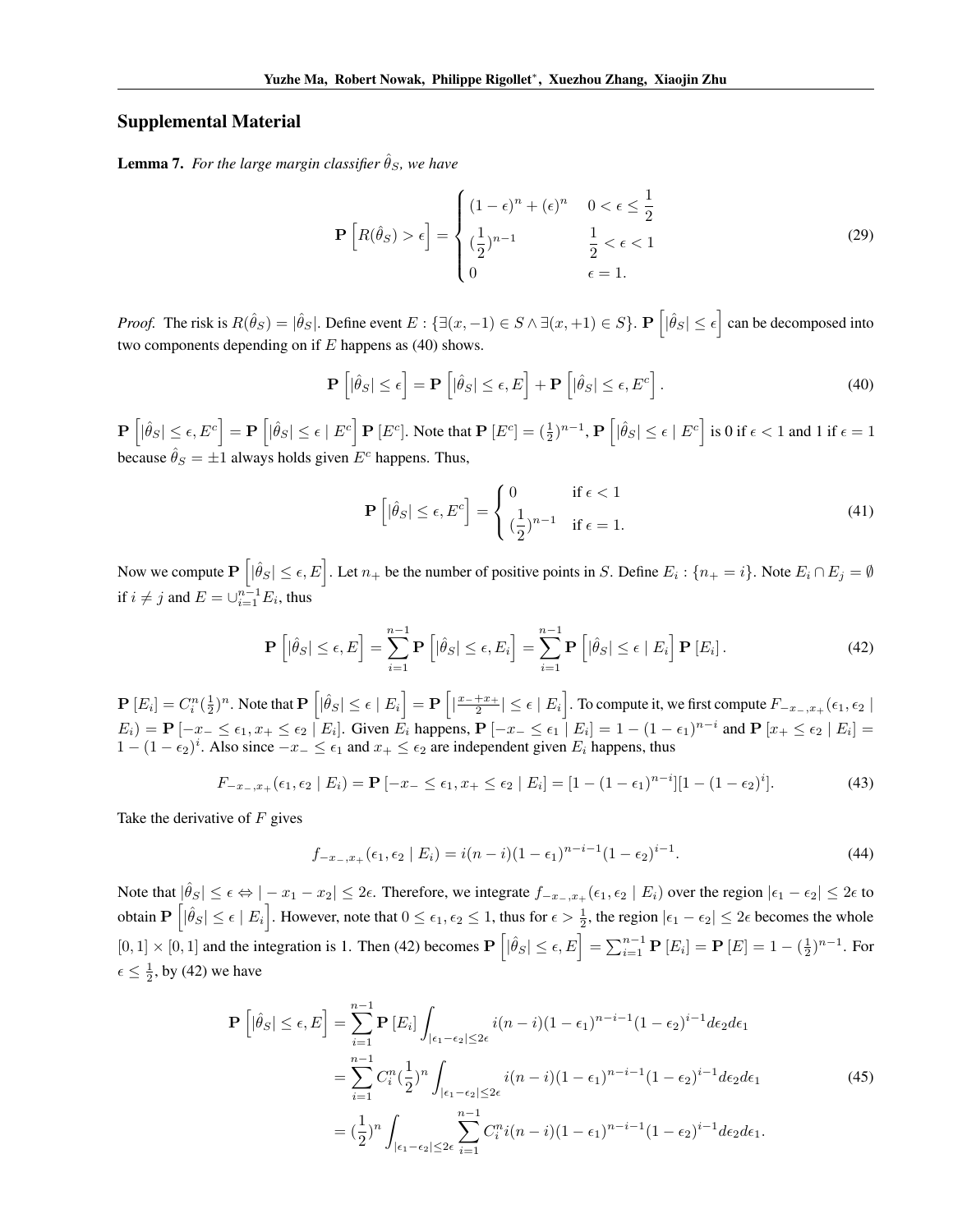## Supplemental Material

**Lemma 7.** *For the large margin classifier $\hat{\theta}_S$, we have*

$$
\mathbf{P}\left[R(\hat{\theta}_S) > \epsilon\right] = \begin{cases} (1-\epsilon)^n + (\epsilon)^n & 0 < \epsilon \le \dfrac{1}{2} \\ (\dfrac{1}{2})^{n-1} & \dfrac{1}{2} < \epsilon < 1 \\ 0 & \epsilon = 1. \end{cases} \tag{29}
$$

*Proof.* The risk is $R(\hat{\theta}_S) = |\hat{\theta}_S|$. Define event $E : \{\exists(x, -1) \in S \wedge \exists(x, +1) \in S\}$. $\mathbf{P}\left[|\hat{\theta}_S| \le \epsilon\right]$ can be decomposed into two components depending on if $E$ happens as (40) shows.

$$
\mathbf{P}\left[|\hat{\theta}_S| \le \epsilon\right] = \mathbf{P}\left[|\hat{\theta}_S| \le \epsilon, E\right] + \mathbf{P}\left[|\hat{\theta}_S| \le \epsilon, E^c\right]. \tag{40}
$$

$\mathbf{P}\left[|\hat{\theta}_S| \le \epsilon, E^c\right] = \mathbf{P}\left[|\hat{\theta}_S| \le \epsilon \mid E^c\right]\mathbf{P}\left[E^c\right]$. Note that $\mathbf{P}\left[E^c\right] = (\frac{1}{2})^{n-1}$, $\mathbf{P}\left[|\hat{\theta}_S| \le \epsilon \mid E^c\right]$ is 0 if $\epsilon < 1$ and 1 if $\epsilon = 1$ because $\hat{\theta}_S = \pm 1$ always holds given $E^c$ happens. Thus,

$$
\mathbf{P}\left[|\hat{\theta}_S| \le \epsilon, E^c\right] = \begin{cases} 0 & \text{if } \epsilon < 1 \\ (\dfrac{1}{2})^{n-1} & \text{if } \epsilon = 1. \end{cases} \tag{41}
$$

Now we compute $\mathbf{P}\left[|\hat{\theta}_S| \le \epsilon, E\right]$. Let $n_+$ be the number of positive points in $S$. Define $E_i : \{n_+ = i\}$. Note $E_i \cap E_j = \emptyset$ if $i \ne j$ and $E = \cup_{i=1}^{n-1} E_i$, thus

$$
\mathbf{P}\left[|\hat{\theta}_S| \le \epsilon, E\right] = \sum_{i=1}^{n-1} \mathbf{P}\left[|\hat{\theta}_S| \le \epsilon, E_i\right] = \sum_{i=1}^{n-1} \mathbf{P}\left[|\hat{\theta}_S| \le \epsilon \mid E_i\right]\mathbf{P}\left[E_i\right]. \tag{42}
$$

$\mathbf{P}\left[E_i\right] = C_i^n(\frac{1}{2})^n$. Note that $\mathbf{P}\left[|\hat{\theta}_S| \le \epsilon \mid E_i\right] = \mathbf{P}\left[|\frac{x_- + x_+}{2}| \le \epsilon \mid E_i\right]$. To compute it, we first compute $F_{-x_-, x_+}(\epsilon_1, \epsilon_2 \mid E_i) = \mathbf{P}\left[-x_- \le \epsilon_1, x_+ \le \epsilon_2 \mid E_i\right]$. Given $E_i$ happens, $\mathbf{P}\left[-x_- \le \epsilon_1 \mid E_i\right] = 1 - (1-\epsilon_1)^{n-i}$ and $\mathbf{P}\left[x_+ \le \epsilon_2 \mid E_i\right] = 1 - (1-\epsilon_2)^i$. Also since $-x_- \le \epsilon_1$ and $x_+ \le \epsilon_2$ are independent given $E_i$ happens, thus

$$
F_{-x_-, x_+}(\epsilon_1, \epsilon_2 \mid E_i) = \mathbf{P}\left[-x_- \le \epsilon_1, x_+ \le \epsilon_2 \mid E_i\right] = [1 - (1-\epsilon_1)^{n-i}][1 - (1-\epsilon_2)^i]. \tag{43}
$$

Take the derivative of $F$ gives

$$
f_{-x_-, x_+}(\epsilon_1, \epsilon_2 \mid E_i) = i(n-i)(1-\epsilon_1)^{n-i-1}(1-\epsilon_2)^{i-1}. \tag{44}
$$

Note that $|\hat{\theta}_S| \le \epsilon \Leftrightarrow | - x_1 - x_2| \le 2\epsilon$. Therefore, we integrate $f_{-x_-, x_+}(\epsilon_1, \epsilon_2 \mid E_i)$ over the region $|\epsilon_1 - \epsilon_2| \le 2\epsilon$ to obtain $\mathbf{P}\left[|\hat{\theta}_S| \le \epsilon \mid E_i\right]$. However, note that $0 \le \epsilon_1, \epsilon_2 \le 1$, thus for $\epsilon > \frac{1}{2}$, the region $|\epsilon_1 - \epsilon_2| \le 2\epsilon$ becomes the whole $[0,1] \times [0,1]$ and the integration is 1. Then (42) becomes $\mathbf{P}\left[|\hat{\theta}_S| \le \epsilon, E\right] = \sum_{i=1}^{n-1} \mathbf{P}\left[E_i\right] = \mathbf{P}\left[E\right] = 1 - (\frac{1}{2})^{n-1}$. For $\epsilon \le \frac{1}{2}$, by (42) we have

$$
\begin{aligned}
\mathbf{P}\left[|\hat{\theta}_S| \le \epsilon, E\right] &= \sum_{i=1}^{n-1} \mathbf{P}\left[E_i\right] \int_{|\epsilon_1 - \epsilon_2| \le 2\epsilon} i(n-i)(1-\epsilon_1)^{n-i-1}(1-\epsilon_2)^{i-1} d\epsilon_2 d\epsilon_1 \\
&= \sum_{i=1}^{n-1} C_i^n(\frac{1}{2})^n \int_{|\epsilon_1 - \epsilon_2| \le 2\epsilon} i(n-i)(1-\epsilon_1)^{n-i-1}(1-\epsilon_2)^{i-1} d\epsilon_2 d\epsilon_1 \\
&= (\frac{1}{2})^n \int_{|\epsilon_1 - \epsilon_2| \le 2\epsilon} \sum_{i=1}^{n-1} C_i^n i(n-i)(1-\epsilon_1)^{n-i-1}(1-\epsilon_2)^{i-1} d\epsilon_2 d\epsilon_1.
\end{aligned} \tag{45}
$$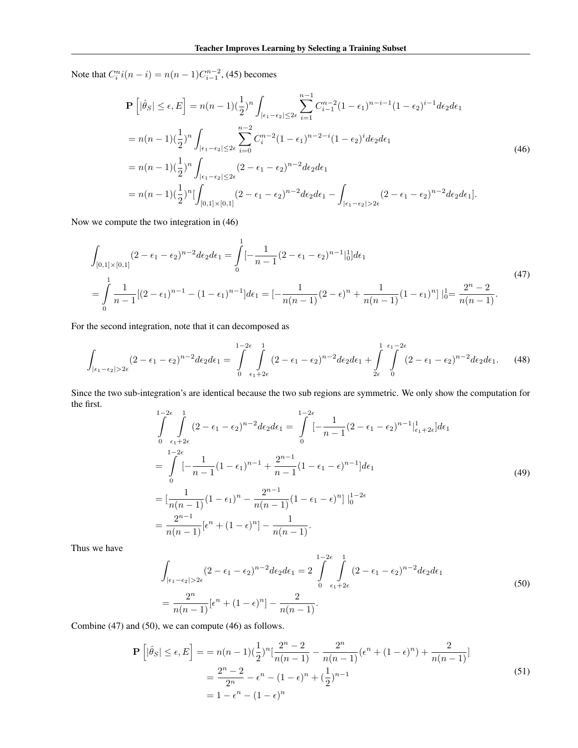Note that $C_i^n i(n-i) = n(n-1)C_{i-1}^{n-2}$, (45) becomes

$$
\begin{aligned}
\mathbf{P}\left[|\hat{\theta}_S| \leq \epsilon, E\right] &= n(n-1)(\frac{1}{2})^n \int_{|\epsilon_1-\epsilon_2|\leq 2\epsilon} \sum_{i=1}^{n-1} C_{i-1}^{n-2}(1-\epsilon_1)^{n-i-1}(1-\epsilon_2)^{i-1} d\epsilon_2 d\epsilon_1 \\
&= n(n-1)(\frac{1}{2})^n \int_{|\epsilon_1-\epsilon_2|\leq 2\epsilon} \sum_{i=0}^{n-2} C_{i}^{n-2}(1-\epsilon_1)^{n-2-i}(1-\epsilon_2)^{i} d\epsilon_2 d\epsilon_1 \\
&= n(n-1)(\frac{1}{2})^n \int_{|\epsilon_1-\epsilon_2|\leq 2\epsilon} (2-\epsilon_1-\epsilon_2)^{n-2} d\epsilon_2 d\epsilon_1 \\
&= n(n-1)(\frac{1}{2})^n [\int_{[0,1]\times[0,1]} (2-\epsilon_1-\epsilon_2)^{n-2} d\epsilon_2 d\epsilon_1 - \int_{|\epsilon_1-\epsilon_2|> 2\epsilon} (2-\epsilon_1-\epsilon_2)^{n-2} d\epsilon_2 d\epsilon_1].
\end{aligned}
\tag{46}
$$

Now we compute the two integration in (46)

$$
\begin{aligned}
&\int_{[0,1]\times[0,1]} (2-\epsilon_1-\epsilon_2)^{n-2} d\epsilon_2 d\epsilon_1 = \int_0^1 [-\frac{1}{n-1}(2-\epsilon_1-\epsilon_2)^{n-1}|_0^1] d\epsilon_1 \\
&= \int_0^1 \frac{1}{n-1}[(2-\epsilon_1)^{n-1} - (1-\epsilon_1)^{n-1}] d\epsilon_1 = [-\frac{1}{n(n-1)}(2-\epsilon)^n + \frac{1}{n(n-1)}(1-\epsilon_1)^n] |_0^1 = \frac{2^n-2}{n(n-1)}.
\end{aligned}
\tag{47}
$$

For the second integration, note that it can decomposed as

$$
\int_{|\epsilon_1-\epsilon_2|>2\epsilon} (2-\epsilon_1-\epsilon_2)^{n-2} d\epsilon_2 d\epsilon_1 = \int_0^{1-2\epsilon} \int_{\epsilon_1+2\epsilon}^1 (2-\epsilon_1-\epsilon_2)^{n-2} d\epsilon_2 d\epsilon_1 + \int_{2\epsilon}^1 \int_0^{\epsilon_1-2\epsilon} (2-\epsilon_1-\epsilon_2)^{n-2} d\epsilon_2 d\epsilon_1.
\tag{48}
$$

Since the two sub-integration's are identical because the two sub regions are symmetric. We only show the computation for the first.

$$
\begin{aligned}
&\int_0^{1-2\epsilon} \int_{\epsilon_1+2\epsilon}^1 (2-\epsilon_1-\epsilon_2)^{n-2} d\epsilon_2 d\epsilon_1 = \int_0^{1-2\epsilon} [-\frac{1}{n-1}(2-\epsilon_1-\epsilon_2)^{n-1}|_{\epsilon_1+2\epsilon}^1] d\epsilon_1 \\
&= \int_0^{1-2\epsilon} [-\frac{1}{n-1}(1-\epsilon_1)^{n-1} + \frac{2^{n-1}}{n-1}(1-\epsilon_1-\epsilon)^{n-1}] d\epsilon_1 \\
&= [\frac{1}{n(n-1)}(1-\epsilon_1)^n - \frac{2^{n-1}}{n(n-1)}(1-\epsilon_1-\epsilon)^n] |_0^{1-2\epsilon} \\
&= \frac{2^{n-1}}{n(n-1)}[\epsilon^n + (1-\epsilon)^n] - \frac{1}{n(n-1)}.
\end{aligned}
\tag{49}
$$

Thus we have

$$
\begin{aligned}
&\int_{|\epsilon_1-\epsilon_2|>2\epsilon} (2-\epsilon_1-\epsilon_2)^{n-2} d\epsilon_2 d\epsilon_1 = 2\int_0^{1-2\epsilon} \int_{\epsilon_1+2\epsilon}^1 (2-\epsilon_1-\epsilon_2)^{n-2} d\epsilon_2 d\epsilon_1 \\
&= \frac{2^n}{n(n-1)}[\epsilon^n + (1-\epsilon)^n] - \frac{2}{n(n-1)}.
\end{aligned}
\tag{50}
$$

Combine (47) and (50), we can compute (46) as follows.

$$
\begin{aligned}
\mathbf{P}\left[|\hat{\theta}_S| \leq \epsilon, E\right] &= = n(n-1)(\frac{1}{2})^n[\frac{2^n-2}{n(n-1)} - \frac{2^n}{n(n-1)}(\epsilon^n + (1-\epsilon)^n) + \frac{2}{n(n-1)}] \\
&= \frac{2^n-2}{2^n} - \epsilon^n - (1-\epsilon)^n + (\frac{1}{2})^{n-1} \\
&= 1 - \epsilon^n - (1-\epsilon)^n
\end{aligned}
\tag{51}
$$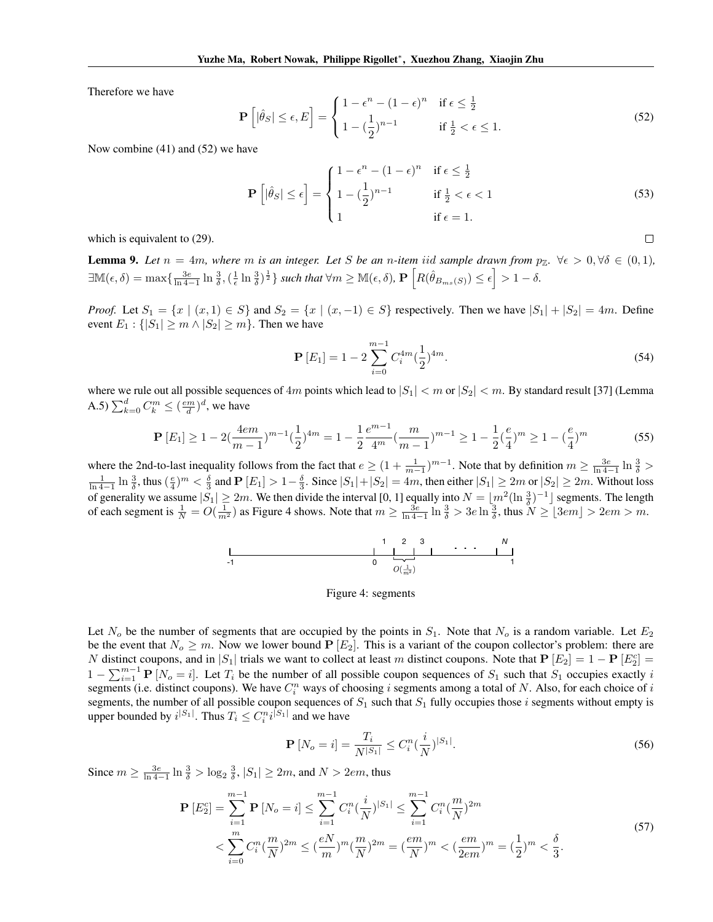Therefore we have

$$\mathbf{P}\left[|\hat{\theta}_S| \leq \epsilon, E\right] = \begin{cases} 1 - \epsilon^n - (1-\epsilon)^n & \text{if } \epsilon \leq \frac{1}{2} \\ 1 - (\frac{1}{2})^{n-1} & \text{if } \frac{1}{2} < \epsilon \leq 1. \end{cases} \tag{52}$$

Now combine (41) and (52) we have

$$\mathbf{P}\left[|\hat{\theta}_S| \leq \epsilon\right] = \begin{cases} 1 - \epsilon^n - (1-\epsilon)^n & \text{if } \epsilon \leq \frac{1}{2} \\ 1 - (\frac{1}{2})^{n-1} & \text{if } \frac{1}{2} < \epsilon < 1 \\ 1 & \text{if } \epsilon = 1. \end{cases} \tag{53}$$

which is equivalent to (29). □

**Lemma 9.** *Let $n = 4m$, where $m$ is an integer. Let $S$ be an $n$-item iid sample drawn from $p_{\mathbb{Z}}$. $\forall \epsilon > 0, \forall \delta \in (0,1)$, $\exists \mathbb{M}(\epsilon, \delta) = \max\{\frac{3e}{\ln 4 - 1} \ln \frac{3}{\delta}, (\frac{1}{\epsilon} \ln \frac{3}{\delta})^{\frac{1}{2}}\}$ such that $\forall m \geq \mathbb{M}(\epsilon, \delta)$, $\mathbf{P}\left[R(\hat{\theta}_{B_{ms}(S)}) \leq \epsilon\right] > 1 - \delta$.*

*Proof.* Let $S_1 = \{x \mid (x, 1) \in S\}$ and $S_2 = \{x \mid (x, -1) \in S\}$ respectively. Then we have $|S_1| + |S_2| = 4m$. Define event $E_1 : \{|S_1| \geq m \wedge |S_2| \geq m\}$. Then we have

$$\mathbf{P}\left[E_1\right] = 1 - 2\sum_{i=0}^{m-1} C_i^{4m} (\frac{1}{2})^{4m}. \tag{54}$$

where we rule out all possible sequences of $4m$ points which lead to $|S_1| < m$ or $|S_2| < m$. By standard result [37] (Lemma A.5) $\sum_{k=0}^{d} C_k^m \leq (\frac{em}{d})^d$, we have

$$\mathbf{P}\left[E_1\right] \geq 1 - 2(\frac{4em}{m-1})^{m-1}(\frac{1}{2})^{4m} = 1 - \frac{1}{2}\frac{e^{m-1}}{4^m}(\frac{m}{m-1})^{m-1} \geq 1 - \frac{1}{2}(\frac{e}{4})^m \geq 1 - (\frac{e}{4})^m \tag{55}$$

where the 2nd-to-last inequality follows from the fact that $e \geq (1 + \frac{1}{m-1})^{m-1}$. Note that by definition $m \geq \frac{3e}{\ln 4 - 1} \ln \frac{3}{\delta} > \frac{1}{\ln 4 - 1} \ln \frac{3}{\delta}$, thus $(\frac{e}{4})^m < \frac{\delta}{3}$ and $\mathbf{P}\left[E_1\right] > 1 - \frac{\delta}{3}$. Since $|S_1| + |S_2| = 4m$, then either $|S_1| \geq 2m$ or $|S_2| \geq 2m$. Without loss of generality we assume $|S_1| \geq 2m$. We then divide the interval [0, 1] equally into $N = \lfloor m^2 (\ln \frac{3}{\delta})^{-1} \rfloor$ segments. The length of each segment is $\frac{1}{N} = O(\frac{1}{m^2})$ as Figure 4 shows. Note that $m \geq \frac{3e}{\ln 4 - 1} \ln \frac{3}{\delta} > 3e \ln \frac{3}{\delta}$, thus $N \geq \lfloor 3em \rfloor > 2em > m$.

Figure 4: segments

Let $N_o$ be the number of segments that are occupied by the points in $S_1$. Note that $N_o$ is a random variable. Let $E_2$ be the event that $N_o \geq m$. Now we lower bound $\mathbf{P}\left[E_2\right]$. This is a variant of the coupon collector's problem: there are $N$ distinct coupons, and in $|S_1|$ trials we want to collect at least $m$ distinct coupons. Note that $\mathbf{P}\left[E_2\right] = 1 - \mathbf{P}\left[E_2^c\right] = 1 - \sum_{i=1}^{m-1} \mathbf{P}\left[N_o = i\right]$. Let $T_i$ be the number of all possible coupon sequences of $S_1$ such that $S_1$ occupies exactly $i$ segments (i.e. distinct coupons). We have $C_i^n$ ways of choosing $i$ segments among a total of $N$. Also, for each choice of $i$ segments, the number of all possible coupon sequences of $S_1$ such that $S_1$ fully occupies those $i$ segments without empty is upper bounded by $i^{|S_1|}$. Thus $T_i \leq C_i^n i^{|S_1|}$ and we have

$$\mathbf{P}\left[N_o = i\right] = \frac{T_i}{N^{|S_1|}} \leq C_i^n (\frac{i}{N})^{|S_1|}. \tag{56}$$

Since $m \geq \frac{3e}{\ln 4 - 1} \ln \frac{3}{\delta} > \log_2 \frac{3}{\delta}$, $|S_1| \geq 2m$, and $N > 2em$, thus

$$\begin{aligned} \mathbf{P}\left[E_2^c\right] &= \sum_{i=1}^{m-1} \mathbf{P}\left[N_o = i\right] \leq \sum_{i=1}^{m-1} C_i^n (\frac{i}{N})^{|S_1|} \leq \sum_{i=1}^{m-1} C_i^n (\frac{m}{N})^{2m} \\ &< \sum_{i=0}^{m} C_i^n (\frac{m}{N})^{2m} \leq (\frac{eN}{m})^m (\frac{m}{N})^{2m} = (\frac{em}{N})^m < (\frac{em}{2em})^m = (\frac{1}{2})^m < \frac{\delta}{3}. \end{aligned} \tag{57}$$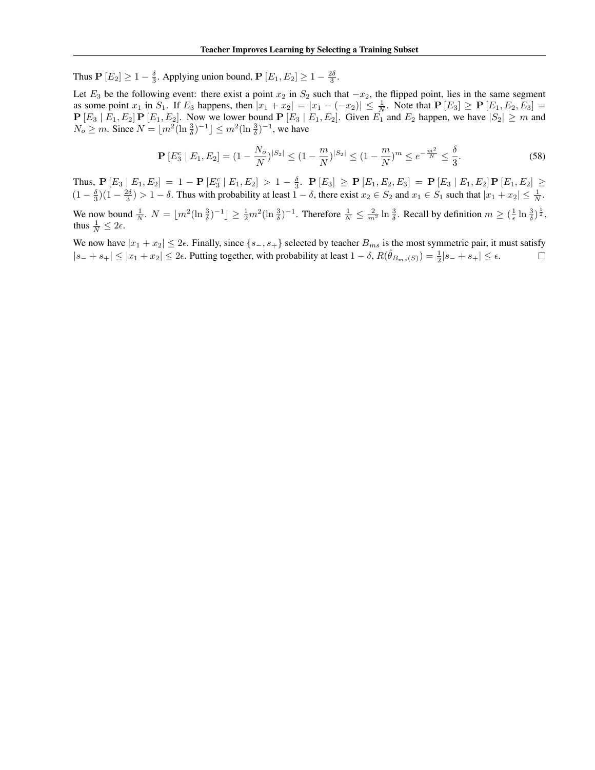Thus $\mathbf{P}[E_2] \geq 1 - \frac{\delta}{3}$. Applying union bound, $\mathbf{P}[E_1, E_2] \geq 1 - \frac{2\delta}{3}$.

Let $E_3$ be the following event: there exist a point $x_2$ in $S_2$ such that $-x_2$, the flipped point, lies in the same segment as some point $x_1$ in $S_1$. If $E_3$ happens, then $|x_1 + x_2| = |x_1 - (-x_2)| \leq \frac{1}{N}$. Note that $\mathbf{P}[E_3] \geq \mathbf{P}[E_1, E_2, E_3] = \mathbf{P}[E_3 \mid E_1, E_2] \, \mathbf{P}[E_1, E_2]$. Now we lower bound $\mathbf{P}[E_3 \mid E_1, E_2]$. Given $E_1$ and $E_2$ happen, we have $|S_2| \geq m$ and $N_o \geq m$. Since $N = \lfloor m^2 (\ln \frac{3}{\delta})^{-1} \rfloor \leq m^2 (\ln \frac{3}{\delta})^{-1}$, we have

$$\mathbf{P}[E_3^c \mid E_1, E_2] = (1 - \frac{N_o}{N})^{|S_2|} \leq (1 - \frac{m}{N})^{|S_2|} \leq (1 - \frac{m}{N})^m \leq e^{-\frac{m^2}{N}} \leq \frac{\delta}{3}. \tag{58}$$

Thus, $\mathbf{P}[E_3 \mid E_1, E_2] = 1 - \mathbf{P}[E_3^c \mid E_1, E_2] > 1 - \frac{\delta}{3}$. $\mathbf{P}[E_3] \geq \mathbf{P}[E_1, E_2, E_3] = \mathbf{P}[E_3 \mid E_1, E_2] \, \mathbf{P}[E_1, E_2] \geq (1 - \frac{\delta}{3})(1 - \frac{2\delta}{3}) > 1 - \delta$. Thus with probability at least $1 - \delta$, there exist $x_2 \in S_2$ and $x_1 \in S_1$ such that $|x_1 + x_2| \leq \frac{1}{N}$.

We now bound $\frac{1}{N}$. $N = \lfloor m^2 (\ln \frac{3}{\delta})^{-1} \rfloor \geq \frac{1}{2} m^2 (\ln \frac{3}{\delta})^{-1}$. Therefore $\frac{1}{N} \leq \frac{2}{m^2} \ln \frac{3}{\delta}$. Recall by definition $m \geq (\frac{1}{\epsilon} \ln \frac{3}{\delta})^{\frac{1}{2}}$, thus $\frac{1}{N} \leq 2\epsilon$.

We now have $|x_1 + x_2| \leq 2\epsilon$. Finally, since $\{s_-, s_+\}$ selected by teacher $B_{ms}$ is the most symmetric pair, it must satisfy $|s_- + s_+| \leq |x_1 + x_2| \leq 2\epsilon$. Putting together, with probability at least $1 - \delta$, $R(\hat{\theta}_{B_{ms}(S)}) = \frac{1}{2}|s_- + s_+| \leq \epsilon$. $\square$